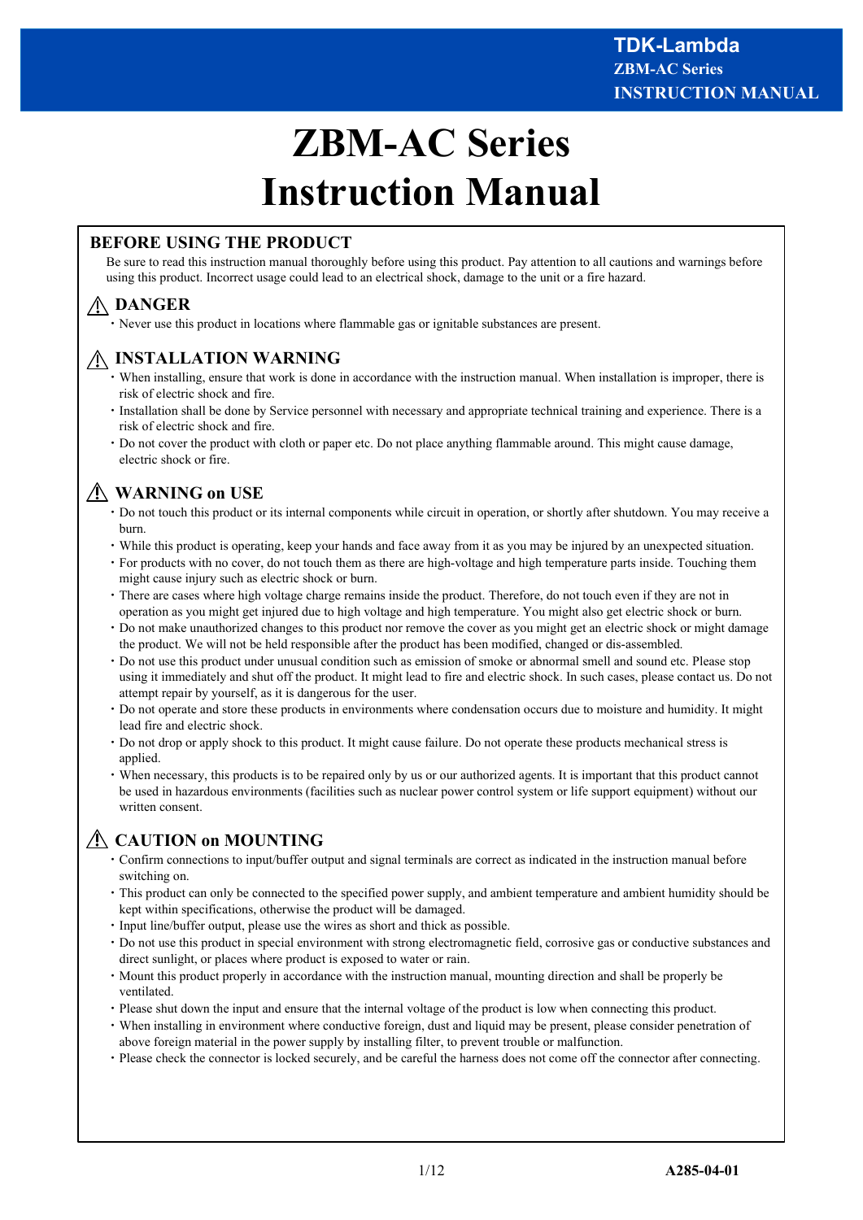# ZBM-AC Series Instruction Manual

## BEFORE USING THE PRODUCT

Be sure to read this instruction manual thoroughly before using this product. Pay attention to all cautions and warnings before using this product. Incorrect usage could lead to an electrical shock, damage to the unit or a fire hazard.

### ⚠ DANGER

- Never use this product in locations where flammable gas or ignitable substances are present.

### ⚠ INSTALLATION WARNING

- When installing, ensure that work is done in accordance with the instruction manual. When installation is improper, there is risk of electric shock and fire.
- Installation shall be done by Service personnel with necessary and appropriate technical training and experience. There is a risk of electric shock and fire.
- Do not cover the product with cloth or paper etc. Do not place anything flammable around. This might cause damage, electric shock or fire.

### ⚠ WARNING on USE

- Do not touch this product or its internal components while circuit in operation, or shortly after shutdown. You may receive a burn.
- While this product is operating, keep your hands and face away from it as you may be injured by an unexpected situation.
- For products with no cover, do not touch them as there are high-voltage and high temperature parts inside. Touching them might cause injury such as electric shock or burn.
- There are cases where high voltage charge remains inside the product. Therefore, do not touch even if they are not in operation as you might get injured due to high voltage and high temperature. You might also get electric shock or burn.
- Do not make unauthorized changes to this product nor remove the cover as you might get an electric shock or might damage the product. We will not be held responsible after the product has been modified, changed or dis-assembled.
- Do not use this product under unusual condition such as emission of smoke or abnormal smell and sound etc. Please stop using it immediately and shut off the product. It might lead to fire and electric shock. In such cases, please contact us. Do not attempt repair by yourself, as it is dangerous for the user.
- Do not operate and store these products in environments where condensation occurs due to moisture and humidity. It might lead fire and electric shock.
- Do not drop or apply shock to this product. It might cause failure. Do not operate these products mechanical stress is applied.
- When necessary, this products is to be repaired only by us or our authorized agents. It is important that this product cannot be used in hazardous environments (facilities such as nuclear power control system or life support equipment) without our written consent.

### ⚠ CAUTION on MOUNTING

- Confirm connections to input/buffer output and signal terminals are correct as indicated in the instruction manual before switching on.
- This product can only be connected to the specified power supply, and ambient temperature and ambient humidity should be kept within specifications, otherwise the product will be damaged.
- Input line/buffer output, please use the wires as short and thick as possible.
- Do not use this product in special environment with strong electromagnetic field, corrosive gas or conductive substances and direct sunlight, or places where product is exposed to water or rain.
- Mount this product properly in accordance with the instruction manual, mounting direction and shall be properly be ventilated.
- Please shut down the input and ensure that the internal voltage of the product is low when connecting this product.
- When installing in environment where conductive foreign, dust and liquid may be present, please consider penetration of above foreign material in the power supply by installing filter, to prevent trouble or malfunction.
- Please check the connector is locked securely, and be careful the harness does not come off the connector after connecting.

A285-04-01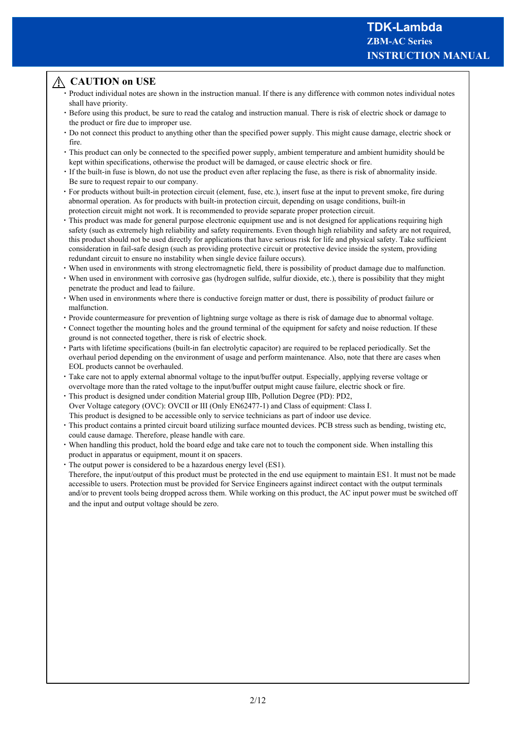## ⚠ CAUTION on USE

- Product individual notes are shown in the instruction manual. If there is any difference with common notes individual notes shall have priority.
- Before using this product, be sure to read the catalog and instruction manual. There is risk of electric shock or damage to the product or fire due to improper use.
- Do not connect this product to anything other than the specified power supply. This might cause damage, electric shock or fire.
- This product can only be connected to the specified power supply, ambient temperature and ambient humidity should be kept within specifications, otherwise the product will be damaged, or cause electric shock or fire.
- If the built-in fuse is blown, do not use the product even after replacing the fuse, as there is risk of abnormality inside. Be sure to request repair to our company.
- For products without built-in protection circuit (element, fuse, etc.), insert fuse at the input to prevent smoke, fire during abnormal operation. As for products with built-in protection circuit, depending on usage conditions, built-in protection circuit might not work. It is recommended to provide separate proper protection circuit.
- This product was made for general purpose electronic equipment use and is not designed for applications requiring high safety (such as extremely high reliability and safety requirements. Even though high reliability and safety are not required, this product should not be used directly for applications that have serious risk for life and physical safety. Take sufficient consideration in fail-safe design (such as providing protective circuit or protective device inside the system, providing redundant circuit to ensure no instability when single device failure occurs).
- When used in environments with strong electromagnetic field, there is possibility of product damage due to malfunction.
- When used in environment with corrosive gas (hydrogen sulfide, sulfur dioxide, etc.), there is possibility that they might penetrate the product and lead to failure.
- When used in environments where there is conductive foreign matter or dust, there is possibility of product failure or malfunction.
- Provide countermeasure for prevention of lightning surge voltage as there is risk of damage due to abnormal voltage.
- Connect together the mounting holes and the ground terminal of the equipment for safety and noise reduction. If these ground is not connected together, there is risk of electric shock.
- Parts with lifetime specifications (built-in fan electrolytic capacitor) are required to be replaced periodically. Set the overhaul period depending on the environment of usage and perform maintenance. Also, note that there are cases when EOL products cannot be overhauled.
- Take care not to apply external abnormal voltage to the input/buffer output. Especially, applying reverse voltage or overvoltage more than the rated voltage to the input/buffer output might cause failure, electric shock or fire.
- This product is designed under condition Material group IIIb, Pollution Degree (PD): PD2, Over Voltage category (OVC): OVCII or III (Only EN62477-1) and Class of equipment: Class I. This product is designed to be accessible only to service technicians as part of indoor use device.
- This product contains a printed circuit board utilizing surface mounted devices. PCB stress such as bending, twisting etc, could cause damage. Therefore, please handle with care.
- When handling this product, hold the board edge and take care not to touch the component side. When installing this product in apparatus or equipment, mount it on spacers.
- The output power is considered to be a hazardous energy level (ES1). Therefore, the input/output of this product must be protected in the end use equipment to maintain ES1. It must not be made accessible to users. Protection must be provided for Service Engineers against indirect contact with the output terminals and/or to prevent tools being dropped across them. While working on this product, the AC input power must be switched off and the input and output voltage should be zero.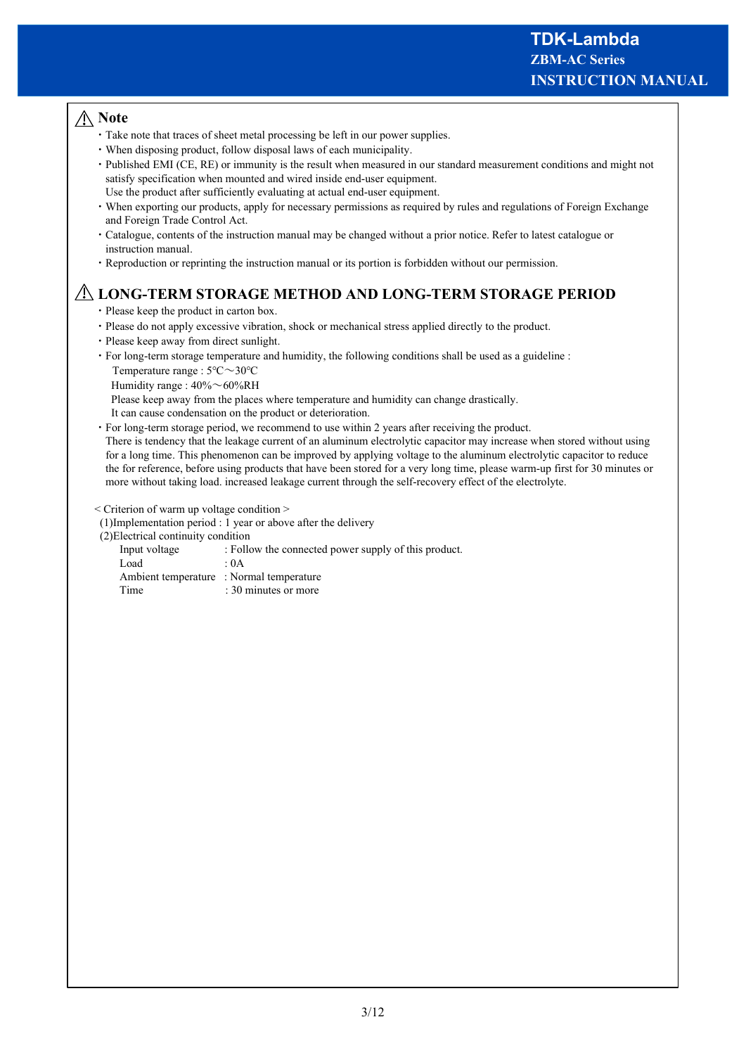## ⚠ Note

- Take note that traces of sheet metal processing be left in our power supplies.
- When disposing product, follow disposal laws of each municipality.
- Published EMI (CE, RE) or immunity is the result when measured in our standard measurement conditions and might not satisfy specification when mounted and wired inside end-user equipment.
  Use the product after sufficiently evaluating at actual end-user equipment.
- When exporting our products, apply for necessary permissions as required by rules and regulations of Foreign Exchange and Foreign Trade Control Act.
- Catalogue, contents of the instruction manual may be changed without a prior notice. Refer to latest catalogue or instruction manual.
- Reproduction or reprinting the instruction manual or its portion is forbidden without our permission.

## ⚠ LONG-TERM STORAGE METHOD AND LONG-TERM STORAGE PERIOD

- Please keep the product in carton box.
- Please do not apply excessive vibration, shock or mechanical stress applied directly to the product.
- Please keep away from direct sunlight.
- For long-term storage temperature and humidity, the following conditions shall be used as a guideline :
  Temperature range : 5℃～30℃
  Humidity range : 40%～60%RH
  Please keep away from the places where temperature and humidity can change drastically.
  It can cause condensation on the product or deterioration.
- For long-term storage period, we recommend to use within 2 years after receiving the product.
  There is tendency that the leakage current of an aluminum electrolytic capacitor may increase when stored without using for a long time. This phenomenon can be improved by applying voltage to the aluminum electrolytic capacitor to reduce the for the reference, before using products that have been stored for a very long time, please warm-up first for 30 minutes or more without taking load. increased leakage current through the self-recovery effect of the electrolyte.

< Criterion of warm up voltage condition >

(1)Implementation period : 1 year or above after the delivery

(2)Electrical continuity condition

| | |
|---|---|
| Input voltage | : Follow the connected power supply of this product. |
| Load | : 0A |
| Ambient temperature | : Normal temperature |
| Time | : 30 minutes or more |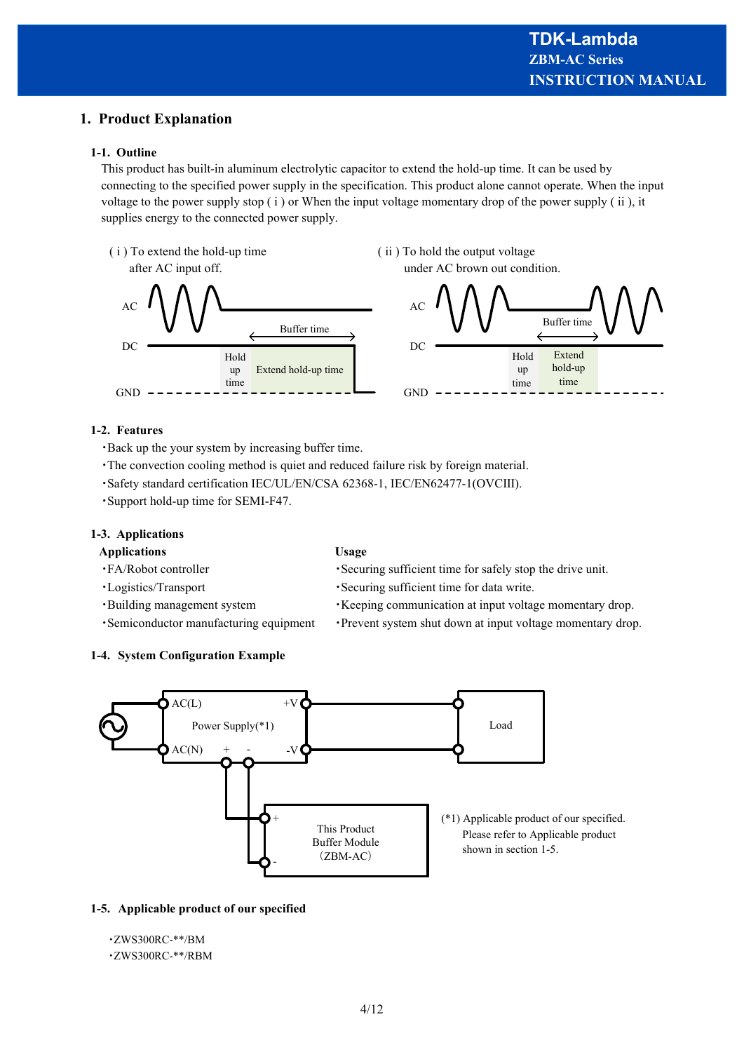# 1. Product Explanation

## 1-1. Outline

This product has built-in aluminum electrolytic capacitor to extend the hold-up time. It can be used by connecting to the specified power supply in the specification. This product alone cannot operate. When the input voltage to the power supply stop ( i ) or When the input voltage momentary drop of the power supply ( ii ), it supplies energy to the connected power supply.

( i ) To extend the hold-up time after AC input off.

( ii ) To hold the output voltage under AC brown out condition.

## 1-2. Features

- Back up the your system by increasing buffer time.
- The convection cooling method is quiet and reduced failure risk by foreign material.
- Safety standard certification IEC/UL/EN/CSA 62368-1, IEC/EN62477-1(OVCIII).
- Support hold-up time for SEMI-F47.

## 1-3. Applications

| Applications | Usage |
|---|---|
| ・FA/Robot controller | ・Securing sufficient time for safely stop the drive unit. |
| ・Logistics/Transport | ・Securing sufficient time for data write. |
| ・Building management system | ・Keeping communication at input voltage momentary drop. |
| ・Semiconductor manufacturing equipment | ・Prevent system shut down at input voltage momentary drop. |

## 1-4. System Configuration Example

(*1) Applicable product of our specified. Please refer to Applicable product shown in section 1-5.

## 1-5. Applicable product of our specified

- ZWS300RC-**/BM
- ZWS300RC-**/RBM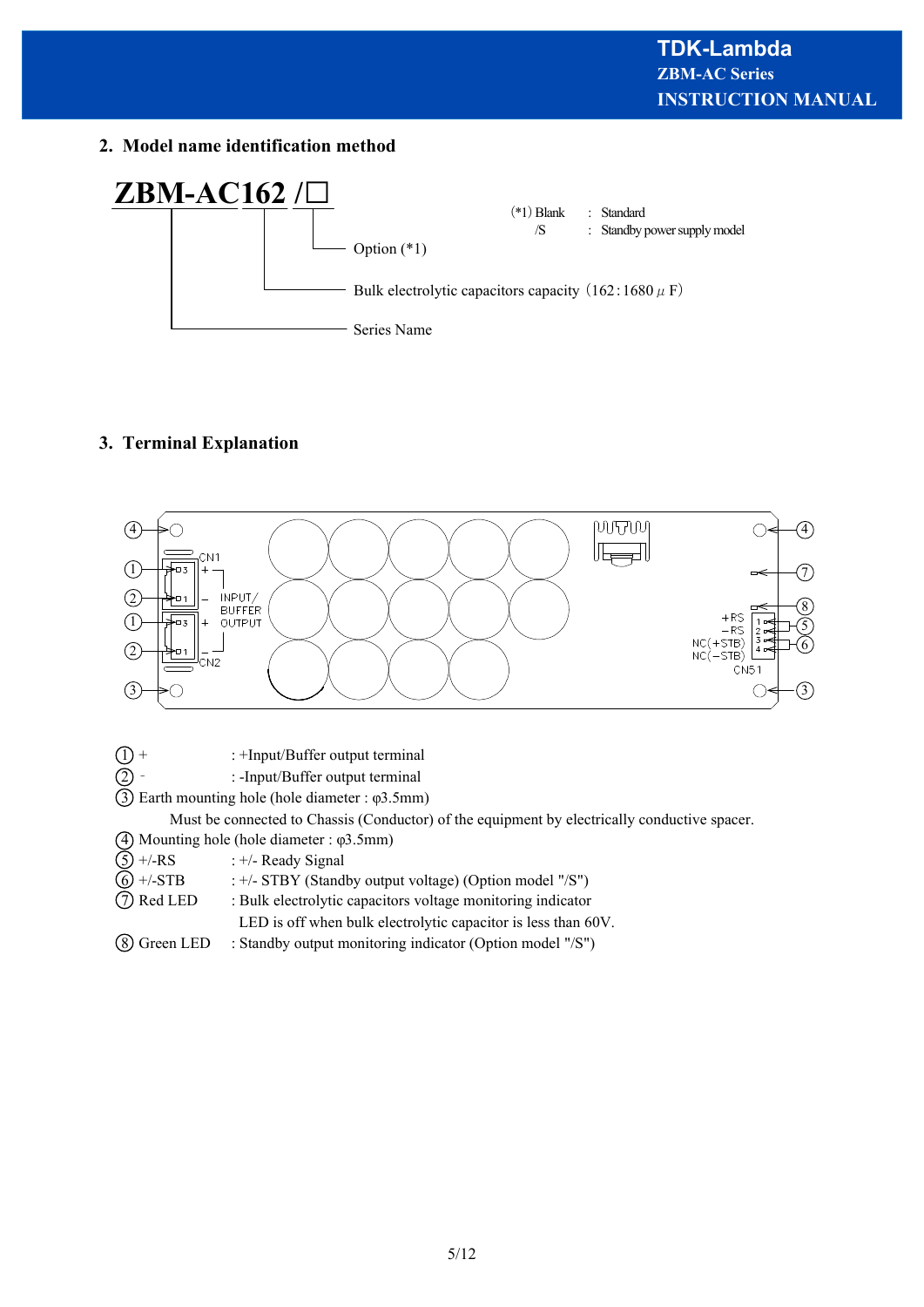## 2. Model name identification method

**ZBM-AC162 /□**

- Option (*1)
- Bulk electrolytic capacitors capacity（162 : 1680 μ F）
- Series Name

(*1) Blank : Standard
/S : Standby power supply model

## 3. Terminal Explanation

CN1
INPUT/
BUFFER
OUTPUT
CN2

+RS
−RS
NC(+STB)
NC(−STB)
CN51

① + : +Input/Buffer output terminal
② - : -Input/Buffer output terminal
③ Earth mounting hole (hole diameter : φ3.5mm)
Must be connected to Chassis (Conductor) of the equipment by electrically conductive spacer.
④ Mounting hole (hole diameter : φ3.5mm)
⑤ +/-RS : +/- Ready Signal
⑥ +/-STB : +/- STBY (Standby output voltage) (Option model "/S")
⑦ Red LED : Bulk electrolytic capacitors voltage monitoring indicator
LED is off when bulk electrolytic capacitor is less than 60V.
⑧ Green LED : Standby output monitoring indicator (Option model "/S")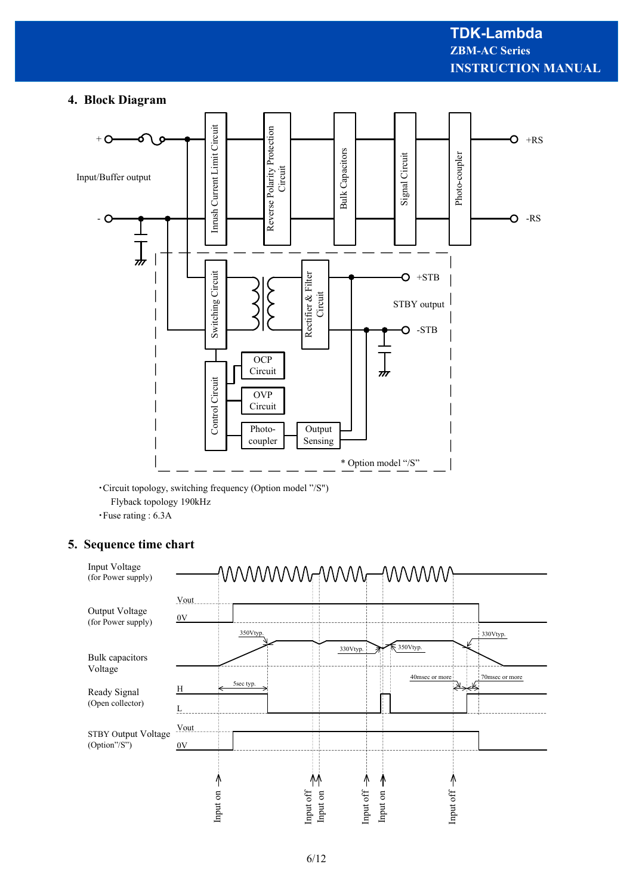## 4. Block Diagram

・Circuit topology, switching frequency (Option model "/S")

Flyback topology 190kHz

・Fuse rating : 6.3A

## 5. Sequence time chart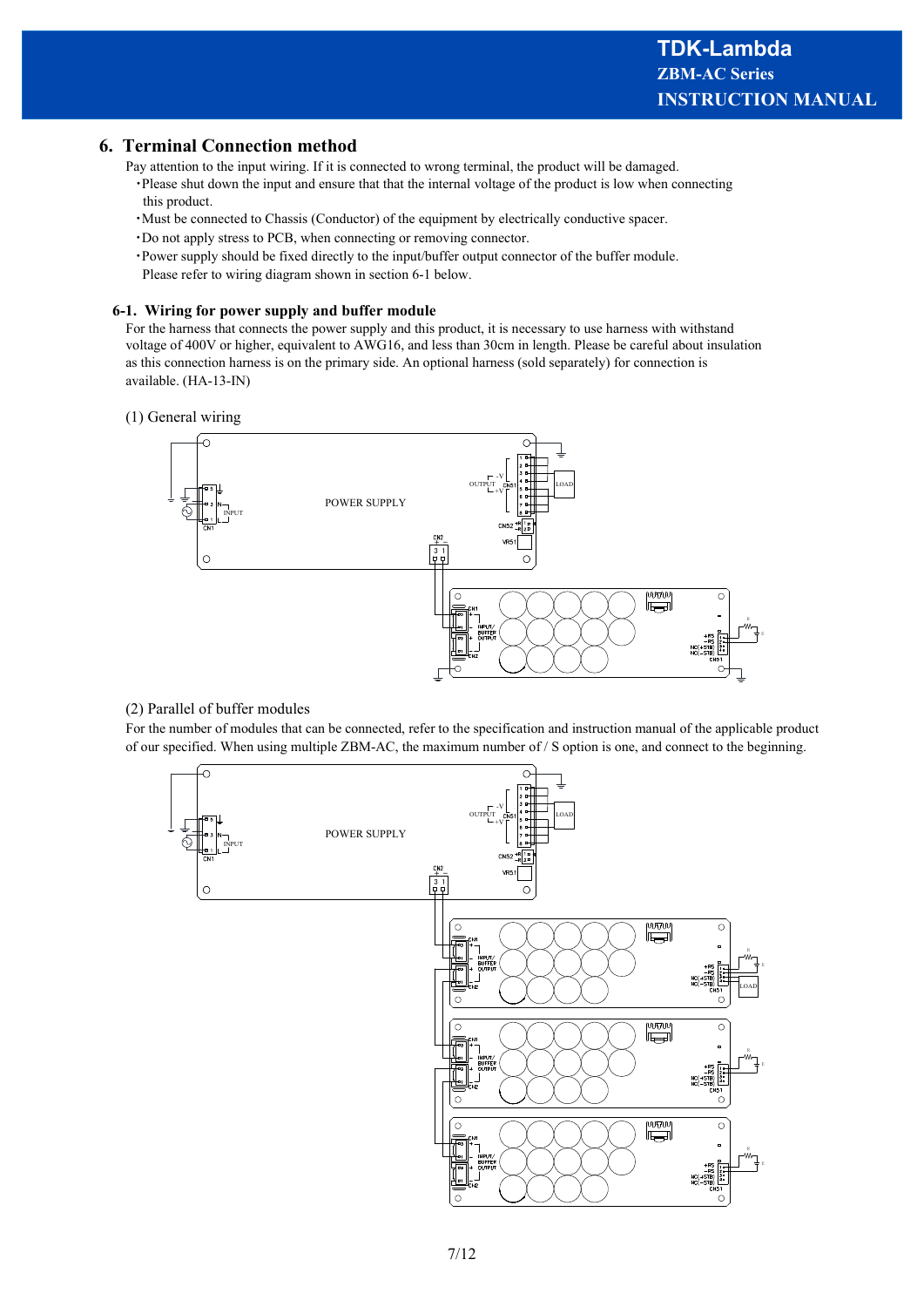## 6. Terminal Connection method

Pay attention to the input wiring. If it is connected to wrong terminal, the product will be damaged.

- Please shut down the input and ensure that that the internal voltage of the product is low when connecting this product.
- Must be connected to Chassis (Conductor) of the equipment by electrically conductive spacer.
- Do not apply stress to PCB, when connecting or removing connector.
- Power supply should be fixed directly to the input/buffer output connector of the buffer module. Please refer to wiring diagram shown in section 6-1 below.

### 6-1. Wiring for power supply and buffer module

For the harness that connects the power supply and this product, it is necessary to use harness with withstand voltage of 400V or higher, equivalent to AWG16, and less than 30cm in length. Please be careful about insulation as this connection harness is on the primary side. An optional harness (sold separately) for connection is available. (HA-13-IN)

(1) General wiring

(2) Parallel of buffer modules

For the number of modules that can be connected, refer to the specification and instruction manual of the applicable product of our specified. When using multiple ZBM-AC, the maximum number of / S option is one, and connect to the beginning.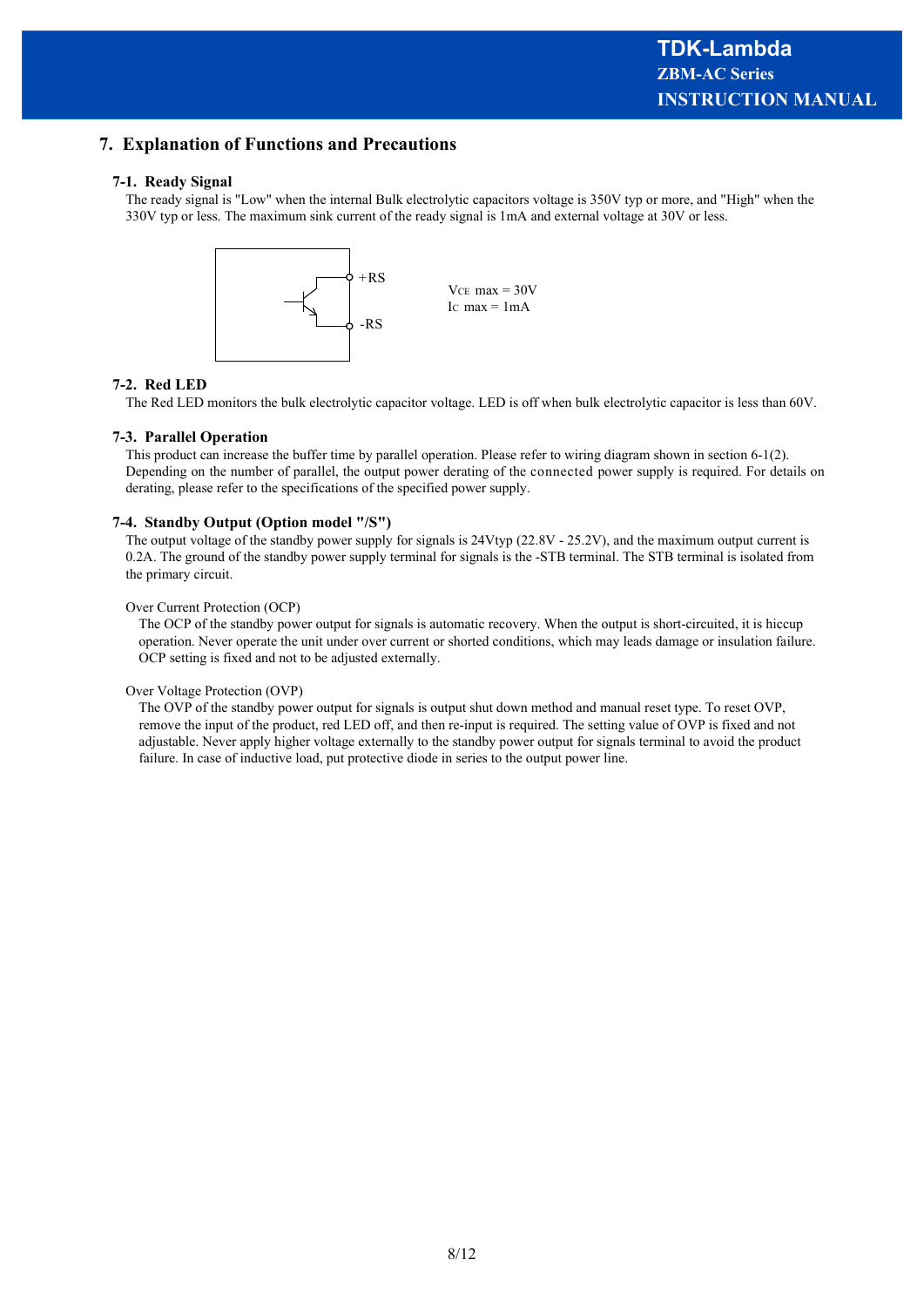## 7. Explanation of Functions and Precautions

### 7-1. Ready Signal

The ready signal is "Low" when the internal Bulk electrolytic capacitors voltage is 350V typ or more, and "High" when the 330V typ or less. The maximum sink current of the ready signal is 1mA and external voltage at 30V or less.

+RS

-RS

$V_{CE}$ max = 30V
$I_C$ max = 1mA

### 7-2. Red LED

The Red LED monitors the bulk electrolytic capacitor voltage. LED is off when bulk electrolytic capacitor is less than 60V.

### 7-3. Parallel Operation

This product can increase the buffer time by parallel operation. Please refer to wiring diagram shown in section 6-1(2). Depending on the number of parallel, the output power derating of the connected power supply is required. For details on derating, please refer to the specifications of the specified power supply.

### 7-4. Standby Output (Option model "/S")

The output voltage of the standby power supply for signals is 24Vtyp (22.8V - 25.2V), and the maximum output current is 0.2A. The ground of the standby power supply terminal for signals is the -STB terminal. The STB terminal is isolated from the primary circuit.

Over Current Protection (OCP)

The OCP of the standby power output for signals is automatic recovery. When the output is short-circuited, it is hiccup operation. Never operate the unit under over current or shorted conditions, which may leads damage or insulation failure. OCP setting is fixed and not to be adjusted externally.

Over Voltage Protection (OVP)

The OVP of the standby power output for signals is output shut down method and manual reset type. To reset OVP, remove the input of the product, red LED off, and then re-input is required. The setting value of OVP is fixed and not adjustable. Never apply higher voltage externally to the standby power output for signals terminal to avoid the product failure. In case of inductive load, put protective diode in series to the output power line.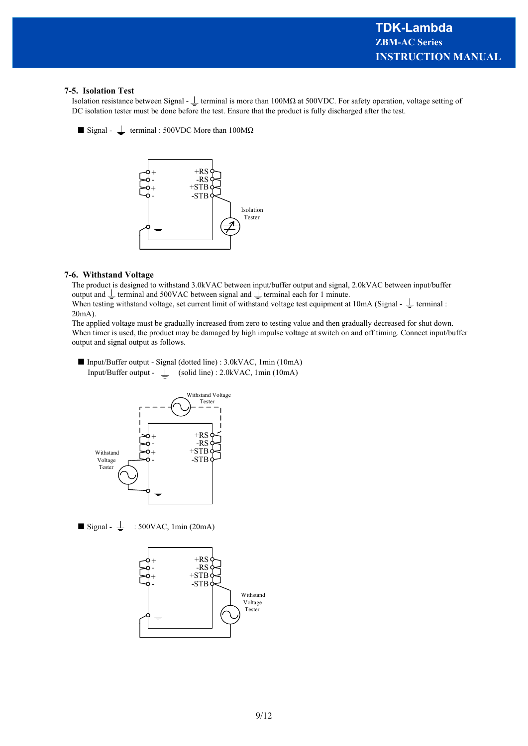### 7-5. Isolation Test

Isolation resistance between Signal - ⏚ terminal is more than 100MΩ at 500VDC. For safety operation, voltage setting of DC isolation tester must be done before the test. Ensure that the product is fully discharged after the test.

■ Signal - ⏚ terminal : 500VDC More than 100MΩ

+RS
-RS
+STB
-STB

Isolation Tester

### 7-6. Withstand Voltage

The product is designed to withstand 3.0kVAC between input/buffer output and signal, 2.0kVAC between input/buffer output and ⏚ terminal and 500VAC between signal and ⏚ terminal each for 1 minute.
When testing withstand voltage, set current limit of withstand voltage test equipment at 10mA (Signal - ⏚ terminal : 20mA).
The applied voltage must be gradually increased from zero to testing value and then gradually decreased for shut down. When timer is used, the product may be damaged by high impulse voltage at switch on and off timing. Connect input/buffer output and signal output as follows.

■ Input/Buffer output - Signal (dotted line) : 3.0kVAC, 1min (10mA)
Input/Buffer output - ⏚ (solid line) : 2.0kVAC, 1min (10mA)

Withstand Voltage Tester

+RS
-RS
+STB
-STB

Withstand Voltage Tester

■ Signal - ⏚ : 500VAC, 1min (20mA)

+RS
-RS
+STB
-STB

Withstand Voltage Tester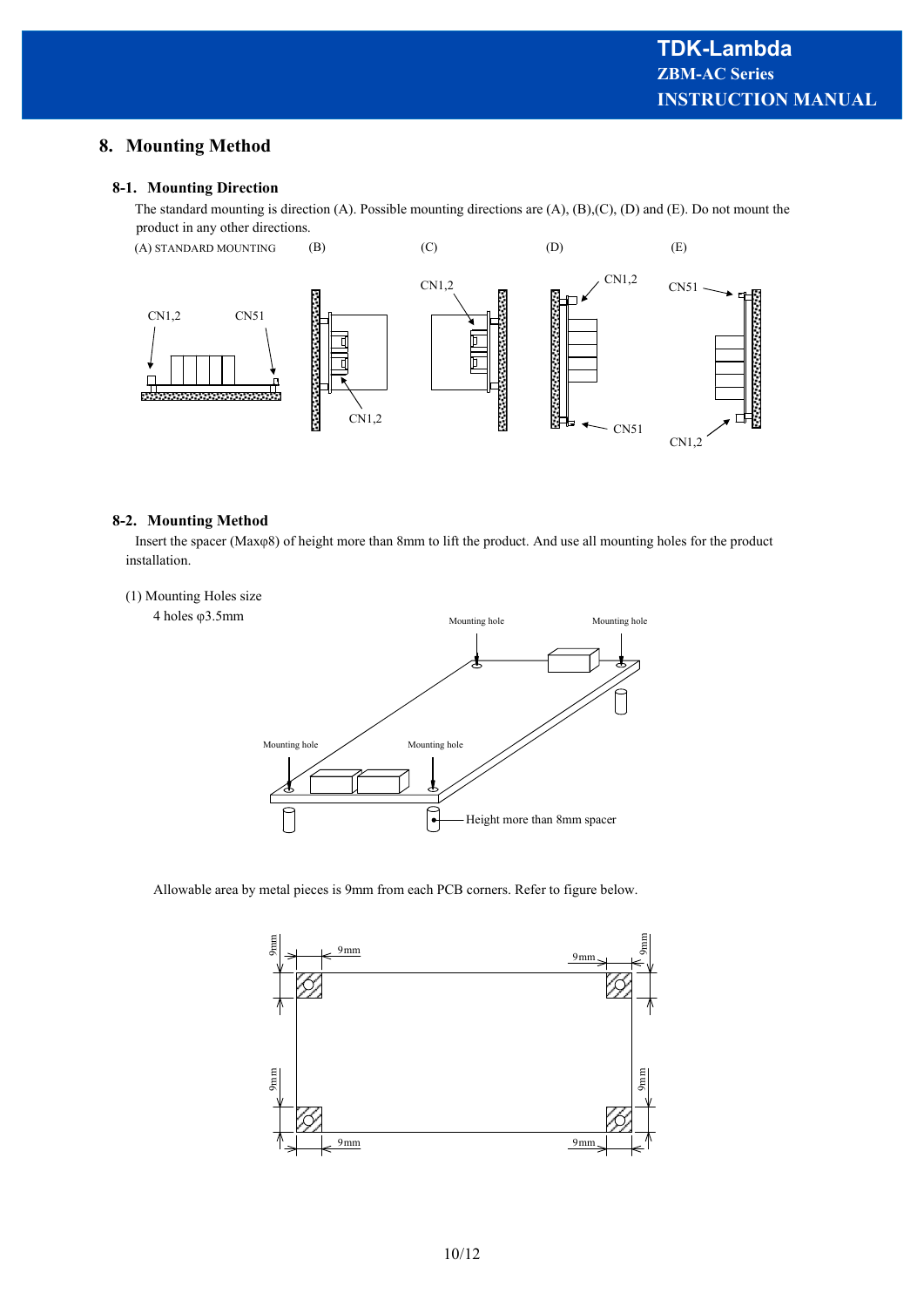# 8. Mounting Method

## 8-1. Mounting Direction

The standard mounting is direction (A). Possible mounting directions are (A), (B),(C), (D) and (E). Do not mount the product in any other directions.

(A) STANDARD MOUNTING (B) (C) (D) (E)

## 8-2. Mounting Method

Insert the spacer (Maxφ8) of height more than 8mm to lift the product. And use all mounting holes for the product installation.

(1) Mounting Holes size

4 holes φ3.5mm

Allowable area by metal pieces is 9mm from each PCB corners. Refer to figure below.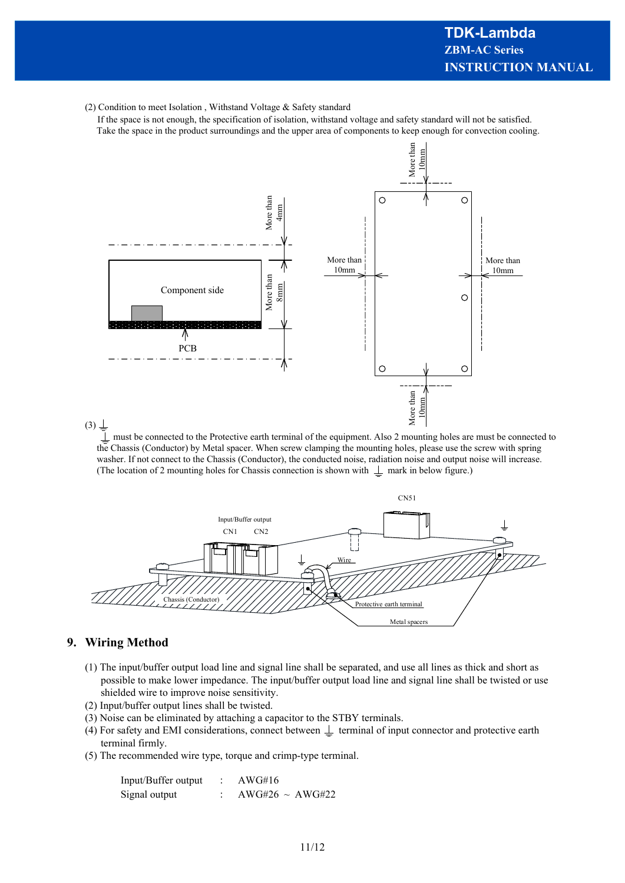(2) Condition to meet Isolation , Withstand Voltage & Safety standard

If the space is not enough, the specification of isolation, withstand voltage and safety standard will not be satisfied. Take the space in the product surroundings and the upper area of components to keep enough for convection cooling.

(3) ⏚

⏚ must be connected to the Protective earth terminal of the equipment. Also 2 mounting holes are must be connected to the Chassis (Conductor) by Metal spacer. When screw clamping the mounting holes, please use the screw with spring washer. If not connect to the Chassis (Conductor), the conducted noise, radiation noise and output noise will increase. (The location of 2 mounting holes for Chassis connection is shown with ⏚ mark in below figure.)

## 9. Wiring Method

(1) The input/buffer output load line and signal line shall be separated, and use all lines as thick and short as possible to make lower impedance. The input/buffer output load line and signal line shall be twisted or use shielded wire to improve noise sensitivity.

(2) Input/buffer output lines shall be twisted.

(3) Noise can be eliminated by attaching a capacitor to the STBY terminals.

(4) For safety and EMI considerations, connect between ⏚ terminal of input connector and protective earth terminal firmly.

(5) The recommended wire type, torque and crimp-type terminal.

| | | |
|---|---|---|
| Input/Buffer output | : | AWG#16 |
| Signal output | : | AWG#26 ~ AWG#22 |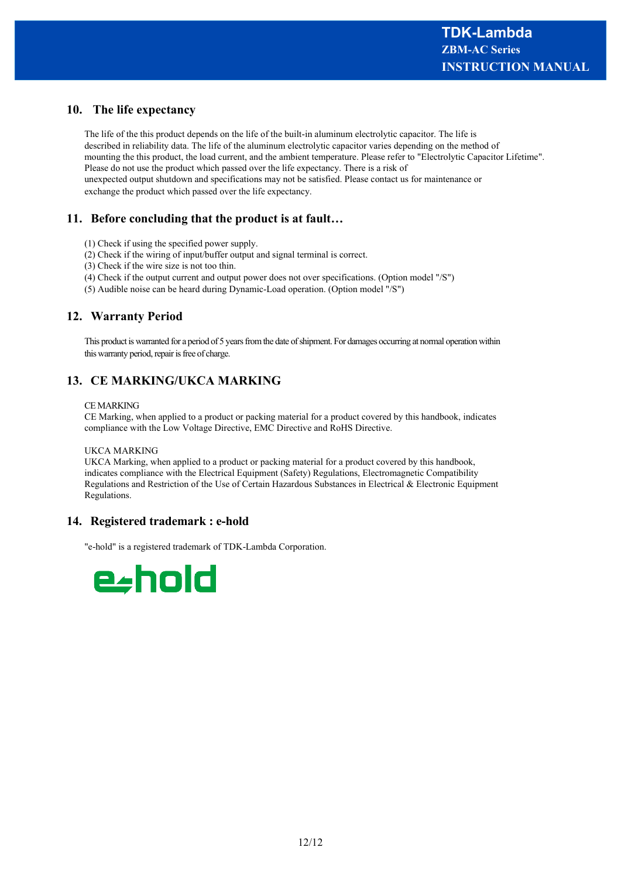## 10. The life expectancy

The life of the this product depends on the life of the built-in aluminum electrolytic capacitor. The life is described in reliability data. The life of the aluminum electrolytic capacitor varies depending on the method of mounting the this product, the load current, and the ambient temperature. Please refer to "Electrolytic Capacitor Lifetime". Please do not use the product which passed over the life expectancy. There is a risk of unexpected output shutdown and specifications may not be satisfied. Please contact us for maintenance or exchange the product which passed over the life expectancy.

## 11. Before concluding that the product is at fault…

(1) Check if using the specified power supply.
(2) Check if the wiring of input/buffer output and signal terminal is correct.
(3) Check if the wire size is not too thin.
(4) Check if the output current and output power does not over specifications. (Option model "/S")
(5) Audible noise can be heard during Dynamic-Load operation. (Option model "/S")

## 12. Warranty Period

This product is warranted for a period of 5 years from the date of shipment. For damages occurring at normal operation within this warranty period, repair is free of charge.

## 13. CE MARKING/UKCA MARKING

CE MARKING
CE Marking, when applied to a product or packing material for a product covered by this handbook, indicates compliance with the Low Voltage Directive, EMC Directive and RoHS Directive.

UKCA MARKING
UKCA Marking, when applied to a product or packing material for a product covered by this handbook, indicates compliance with the Electrical Equipment (Safety) Regulations, Electromagnetic Compatibility Regulations and Restriction of the Use of Certain Hazardous Substances in Electrical & Electronic Equipment Regulations.

## 14. Registered trademark : e-hold

"e-hold" is a registered trademark of TDK-Lambda Corporation.

e-hold